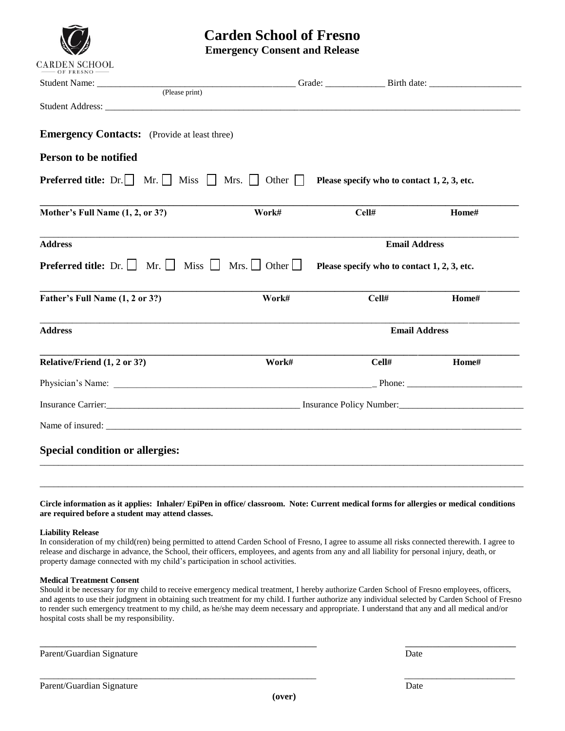# Carden School of Fresno

## Emergency Consent and Release

Student Name: ________________________________________ Grade: ____________ Birth date: ___________________
(Please print)

Student Address: ____________________________________________________________________________________________

**Emergency Contacts:** (Provide at least three)

**Person to be notified**

**Preferred title:** Dr. ☐ Mr. ☐ Miss ☐ Mrs. ☐ Other ☐ **Please specify who to contact 1, 2, 3, etc.**

______________________________________________________________________________________________

**Mother's Full Name (1, 2, or 3?)** **Work#** **Cell#** **Home#**

______________________________________________________________________________________________

**Address** **Email Address**

**Preferred title:** Dr. ☐ Mr. ☐ Miss ☐ Mrs. ☐ Other ☐ **Please specify who to contact 1, 2, 3, etc.**

______________________________________________________________________________________________

**Father's Full Name (1, 2 or 3?)** **Work#** **Cell#** **Home#**

______________________________________________________________________________________________

**Address** **Email Address**

______________________________________________________________________________________________

**Relative/Friend (1, 2 or 3?)** **Work#** **Cell#** **Home#**

Physician's Name: ________________________________________________________ Phone: ________________________

Insurance Carrier:_________________________________________ Insurance Policy Number:___________________________

Name of insured: ____________________________________________________________________________________________

**Special condition or allergies:**

______________________________________________________________________________________________

______________________________________________________________________________________________

**Circle information as it applies: Inhaler/ EpiPen in office/ classroom. Note: Current medical forms for allergies or medical conditions are required before a student may attend classes.**

**Liability Release**

In consideration of my child(ren) being permitted to attend Carden School of Fresno, I agree to assume all risks connected therewith. I agree to release and discharge in advance, the School, their officers, employees, and agents from any and all liability for personal injury, death, or property damage connected with my child's participation in school activities.

**Medical Treatment Consent**

Should it be necessary for my child to receive emergency medical treatment, I hereby authorize Carden School of Fresno employees, officers, and agents to use their judgment in obtaining such treatment for my child. I further authorize any individual selected by Carden School of Fresno to render such emergency treatment to my child, as he/she may deem necessary and appropriate. I understand that any and all medical and/or hospital costs shall be my responsibility.

__________________________________________________________ ________________________

Parent/Guardian Signature Date

__________________________________________________________ ________________________

Parent/Guardian Signature Date

**(over)**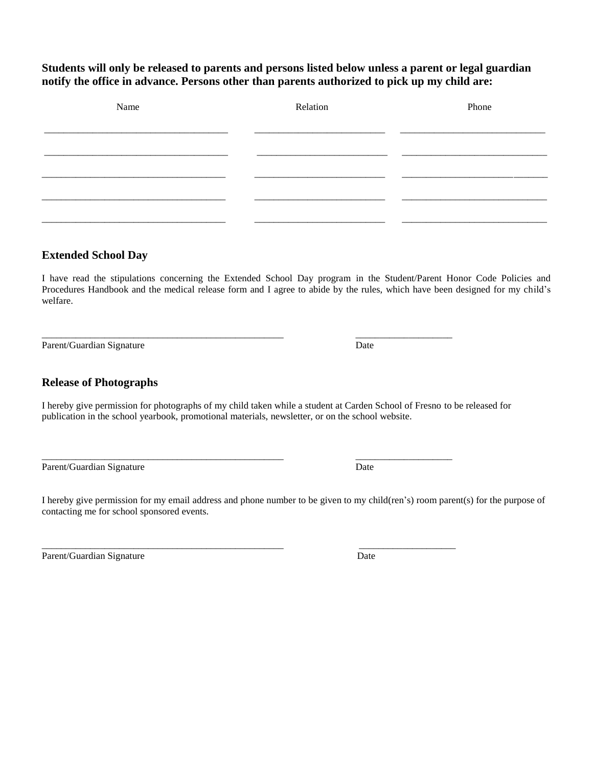**Students will only be released to parents and persons listed below unless a parent or legal guardian notify the office in advance. Persons other than parents authorized to pick up my child are:**

| Name | Relation | Phone |
|---|---|---|
| ___________________________________ | _________________________ | ____________________________ |
| ___________________________________ | _________________________ | ____________________________ |
| ___________________________________ | _________________________ | ____________________________ |
| ___________________________________ | _________________________ | ____________________________ |
| ___________________________________ | _________________________ | ____________________________ |

### Extended School Day

I have read the stipulations concerning the Extended School Day program in the Student/Parent Honor Code Policies and Procedures Handbook and the medical release form and I agree to abide by the rules, which have been designed for my child's welfare.

_______________________________________________ ___________________

Parent/Guardian Signature Date

### Release of Photographs

I hereby give permission for photographs of my child taken while a student at Carden School of Fresno to be released for publication in the school yearbook, promotional materials, newsletter, or on the school website.

_______________________________________________ ___________________

Parent/Guardian Signature Date

I hereby give permission for my email address and phone number to be given to my child(ren's) room parent(s) for the purpose of contacting me for school sponsored events.

_______________________________________________ ___________________

Parent/Guardian Signature Date